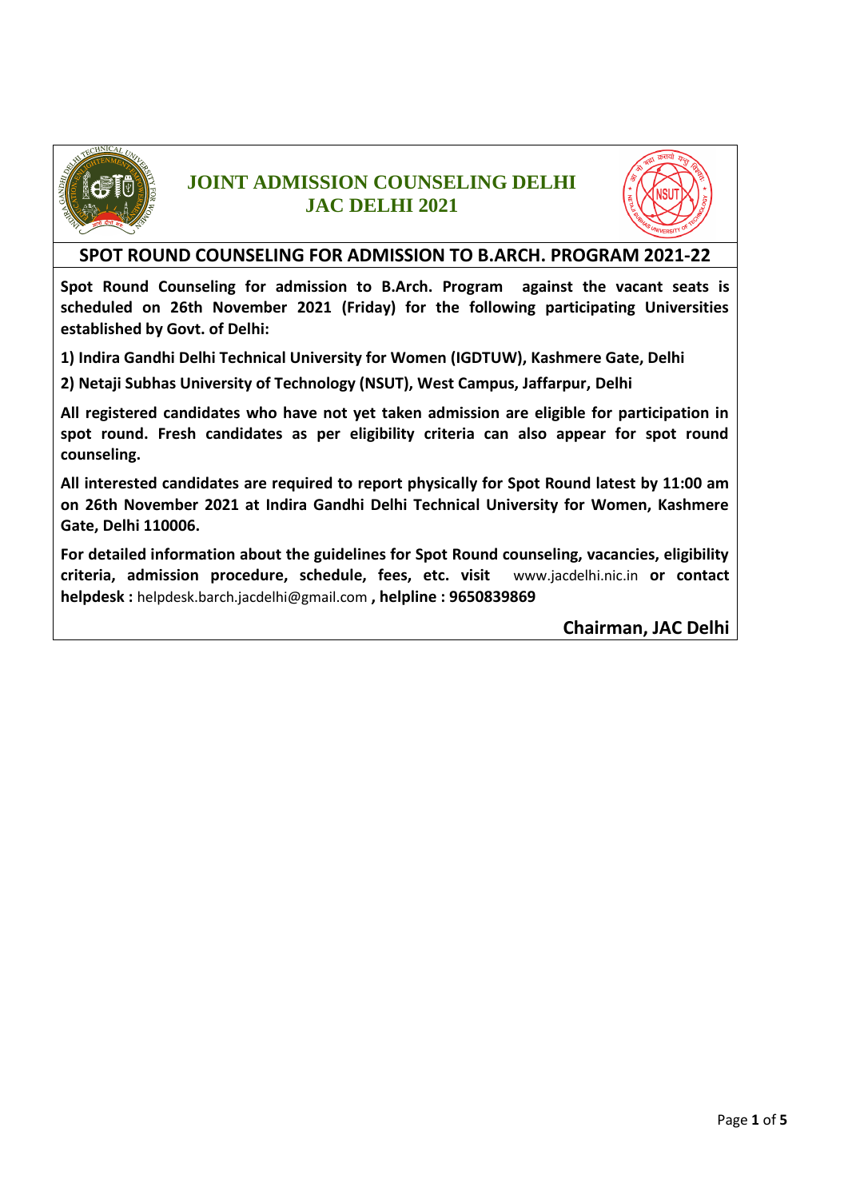# JOINT ADMISSION COUNSELING DELHI
# JAC DELHI 2021

## SPOT ROUND COUNSELING FOR ADMISSION TO B.ARCH. PROGRAM 2021-22

**Spot Round Counseling for admission to B.Arch. Program against the vacant seats is scheduled on 26th November 2021 (Friday) for the following participating Universities established by Govt. of Delhi:**

**1) Indira Gandhi Delhi Technical University for Women (IGDTUW), Kashmere Gate, Delhi**

**2) Netaji Subhas University of Technology (NSUT), West Campus, Jaffarpur, Delhi**

**All registered candidates who have not yet taken admission are eligible for participation in spot round. Fresh candidates as per eligibility criteria can also appear for spot round counseling.**

**All interested candidates are required to report physically for Spot Round latest by 11:00 am on 26th November 2021 at Indira Gandhi Delhi Technical University for Women, Kashmere Gate, Delhi 110006.**

**For detailed information about the guidelines for Spot Round counseling, vacancies, eligibility criteria, admission procedure, schedule, fees, etc. visit** www.jacdelhi.nic.in **or contact helpdesk :** helpdesk.barch.jacdelhi@gmail.com **, helpline : 9650839869**

**Chairman, JAC Delhi**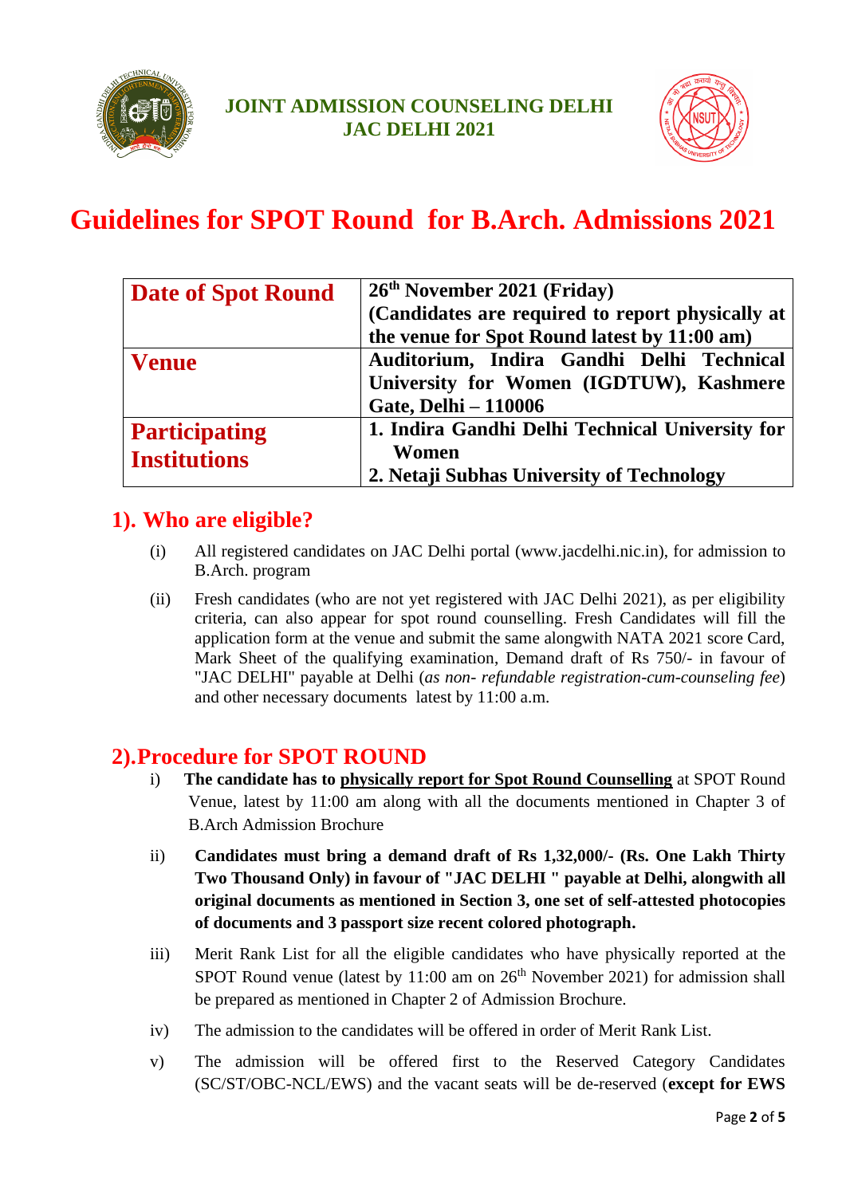**JOINT ADMISSION COUNSELING DELHI**
**JAC DELHI 2021**

# Guidelines for SPOT Round for B.Arch. Admissions 2021

| | |
|---|---|
| **Date of Spot Round** | **26th November 2021 (Friday)** **(Candidates are required to report physically at the venue for Spot Round latest by 11:00 am)** |
| **Venue** | **Auditorium, Indira Gandhi Delhi Technical University for Women (IGDTUW), Kashmere Gate, Delhi – 110006** |
| **Participating Institutions** | **1. Indira Gandhi Delhi Technical University for Women** **2. Netaji Subhas University of Technology** |

## 1). Who are eligible?

(i) All registered candidates on JAC Delhi portal (www.jacdelhi.nic.in), for admission to B.Arch. program

(ii) Fresh candidates (who are not yet registered with JAC Delhi 2021), as per eligibility criteria, can also appear for spot round counselling. Fresh Candidates will fill the application form at the venue and submit the same alongwith NATA 2021 score Card, Mark Sheet of the qualifying examination, Demand draft of Rs 750/- in favour of "JAC DELHI" payable at Delhi (*as non- refundable registration-cum-counseling fee*) and other necessary documents latest by 11:00 a.m.

## 2).Procedure for SPOT ROUND

i) **The candidate has to <u>physically report for Spot Round Counselling</u>** at SPOT Round Venue, latest by 11:00 am along with all the documents mentioned in Chapter 3 of B.Arch Admission Brochure

ii) **Candidates must bring a demand draft of Rs 1,32,000/- (Rs. One Lakh Thirty Two Thousand Only) in favour of "JAC DELHI " payable at Delhi, alongwith all original documents as mentioned in Section 3, one set of self-attested photocopies of documents and 3 passport size recent colored photograph.**

iii) Merit Rank List for all the eligible candidates who have physically reported at the SPOT Round venue (latest by 11:00 am on 26th November 2021) for admission shall be prepared as mentioned in Chapter 2 of Admission Brochure.

iv) The admission to the candidates will be offered in order of Merit Rank List.

v) The admission will be offered first to the Reserved Category Candidates (SC/ST/OBC-NCL/EWS) and the vacant seats will be de-reserved (**except for EWS**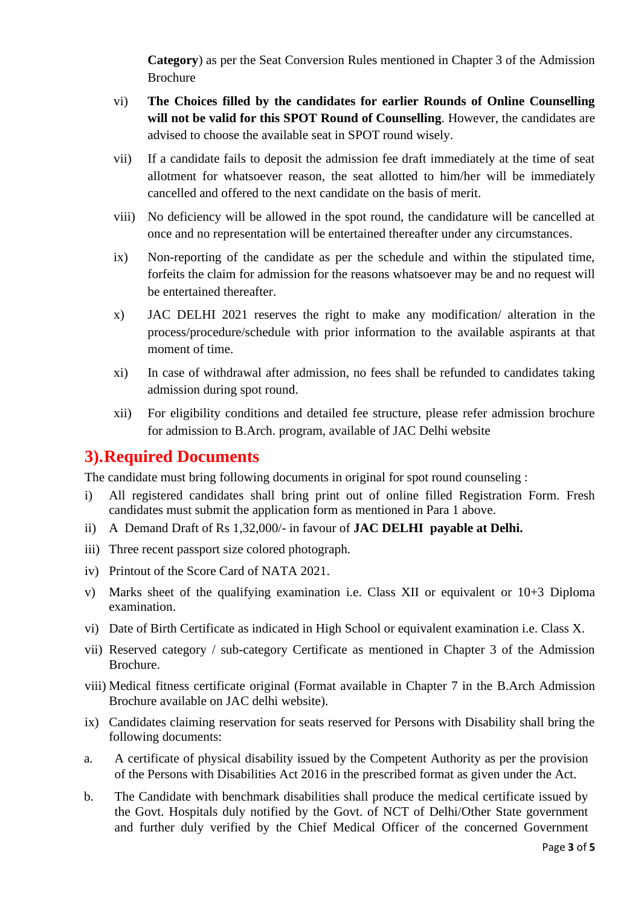**Category**) as per the Seat Conversion Rules mentioned in Chapter 3 of the Admission Brochure

vi) **The Choices filled by the candidates for earlier Rounds of Online Counselling will not be valid for this SPOT Round of Counselling**. However, the candidates are advised to choose the available seat in SPOT round wisely.

vii) If a candidate fails to deposit the admission fee draft immediately at the time of seat allotment for whatsoever reason, the seat allotted to him/her will be immediately cancelled and offered to the next candidate on the basis of merit.

viii) No deficiency will be allowed in the spot round, the candidature will be cancelled at once and no representation will be entertained thereafter under any circumstances.

ix) Non-reporting of the candidate as per the schedule and within the stipulated time, forfeits the claim for admission for the reasons whatsoever may be and no request will be entertained thereafter.

x) JAC DELHI 2021 reserves the right to make any modification/ alteration in the process/procedure/schedule with prior information to the available aspirants at that moment of time.

xi) In case of withdrawal after admission, no fees shall be refunded to candidates taking admission during spot round.

xii) For eligibility conditions and detailed fee structure, please refer admission brochure for admission to B.Arch. program, available of JAC Delhi website

## 3).Required Documents

The candidate must bring following documents in original for spot round counseling :

i) All registered candidates shall bring print out of online filled Registration Form. Fresh candidates must submit the application form as mentioned in Para 1 above.

ii) A Demand Draft of Rs 1,32,000/- in favour of **JAC DELHI payable at Delhi.**

iii) Three recent passport size colored photograph.

iv) Printout of the Score Card of NATA 2021.

v) Marks sheet of the qualifying examination i.e. Class XII or equivalent or 10+3 Diploma examination.

vi) Date of Birth Certificate as indicated in High School or equivalent examination i.e. Class X.

vii) Reserved category / sub-category Certificate as mentioned in Chapter 3 of the Admission Brochure.

viii) Medical fitness certificate original (Format available in Chapter 7 in the B.Arch Admission Brochure available on JAC delhi website).

ix) Candidates claiming reservation for seats reserved for Persons with Disability shall bring the following documents:

a. A certificate of physical disability issued by the Competent Authority as per the provision of the Persons with Disabilities Act 2016 in the prescribed format as given under the Act.

b. The Candidate with benchmark disabilities shall produce the medical certificate issued by the Govt. Hospitals duly notified by the Govt. of NCT of Delhi/Other State government and further duly verified by the Chief Medical Officer of the concerned Government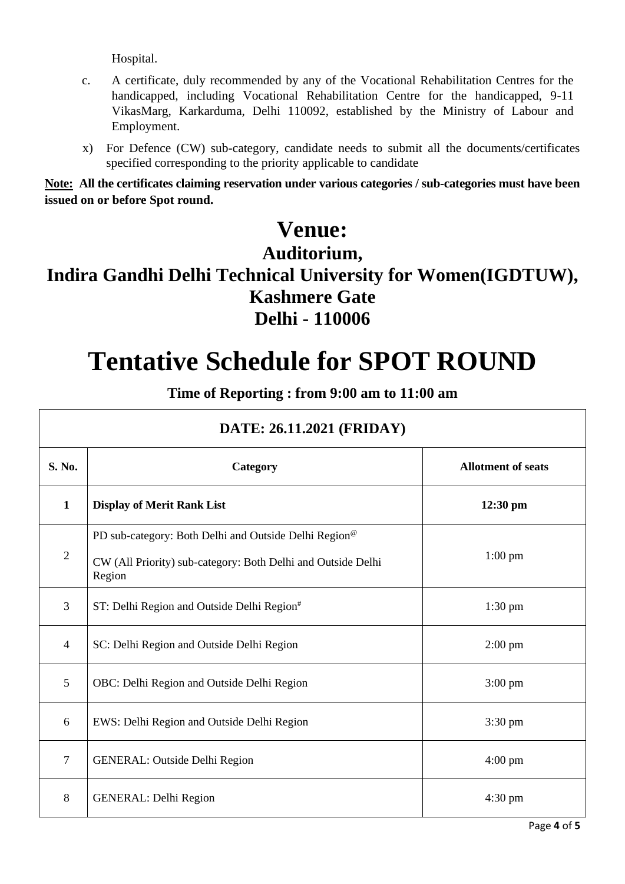Hospital.

c. A certificate, duly recommended by any of the Vocational Rehabilitation Centres for the handicapped, including Vocational Rehabilitation Centre for the handicapped, 9-11 VikasMarg, Karkarduma, Delhi 110092, established by the Ministry of Labour and Employment.

x) For Defence (CW) sub-category, candidate needs to submit all the documents/certificates specified corresponding to the priority applicable to candidate

**Note: All the certificates claiming reservation under various categories / sub-categories must have been issued on or before Spot round.**

# Venue:

## Auditorium,
## Indira Gandhi Delhi Technical University for Women(IGDTUW), Kashmere Gate
## Delhi - 110006

# Tentative Schedule for SPOT ROUND

### Time of Reporting : from 9:00 am to 11:00 am

| DATE: 26.11.2021 (FRIDAY) | | |
|---|---|---|
| **S. No.** | **Category** | **Allotment of seats** |
| **1** | **Display of Merit Rank List** | **12:30 pm** |
| 2 | PD sub-category: Both Delhi and Outside Delhi Region@<br>CW (All Priority) sub-category: Both Delhi and Outside Delhi Region | 1:00 pm |
| 3 | ST: Delhi Region and Outside Delhi Region# | 1:30 pm |
| 4 | SC: Delhi Region and Outside Delhi Region | 2:00 pm |
| 5 | OBC: Delhi Region and Outside Delhi Region | 3:00 pm |
| 6 | EWS: Delhi Region and Outside Delhi Region | 3:30 pm |
| 7 | GENERAL: Outside Delhi Region | 4:00 pm |
| 8 | GENERAL: Delhi Region | 4:30 pm |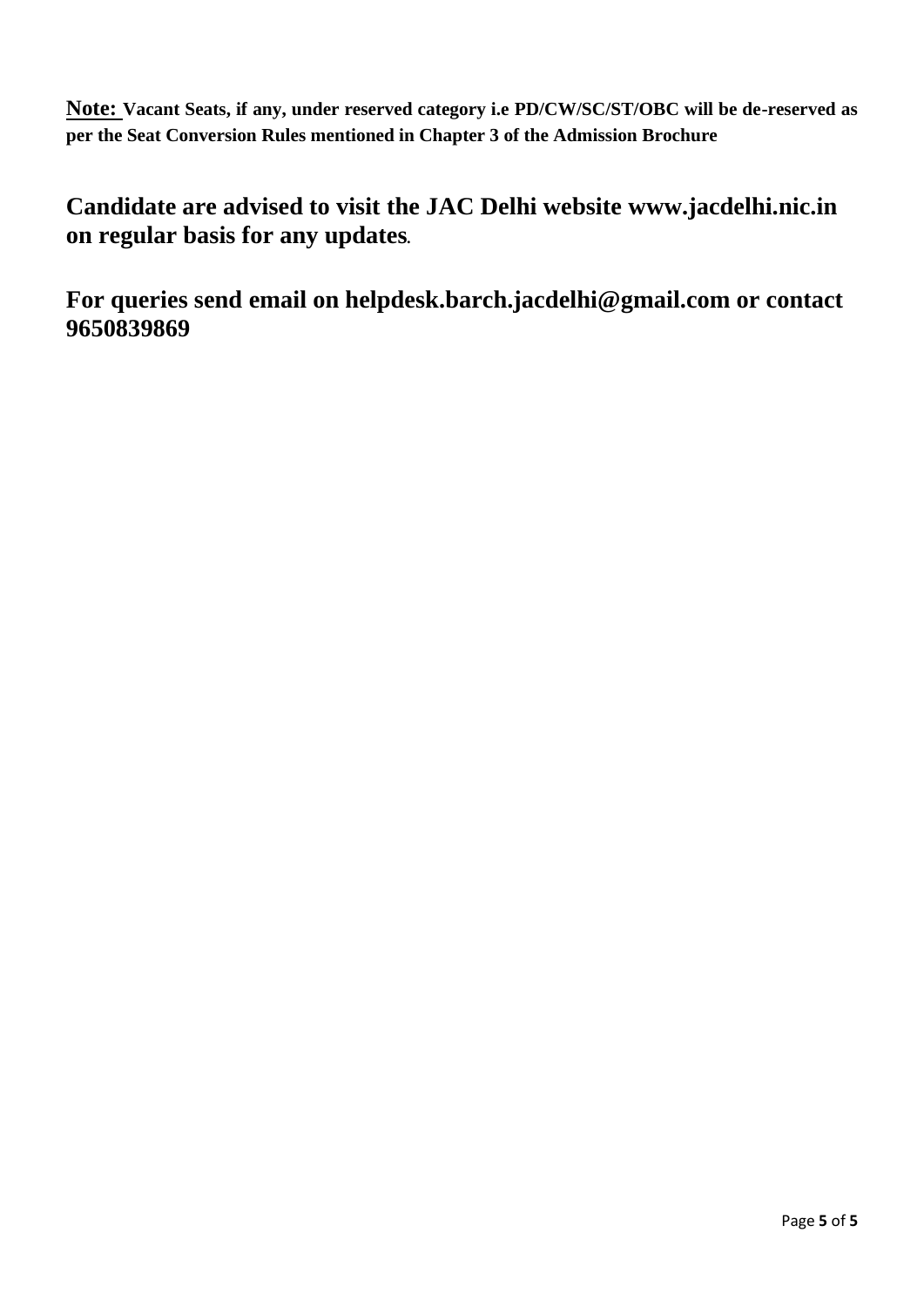**<u>Note:</u> Vacant Seats, if any, under reserved category i.e PD/CW/SC/ST/OBC will be de-reserved as per the Seat Conversion Rules mentioned in Chapter 3 of the Admission Brochure**

**Candidate are advised to visit the JAC Delhi website www.jacdelhi.nic.in on regular basis for any updates.**

**For queries send email on helpdesk.barch.jacdelhi@gmail.com or contact 9650839869**